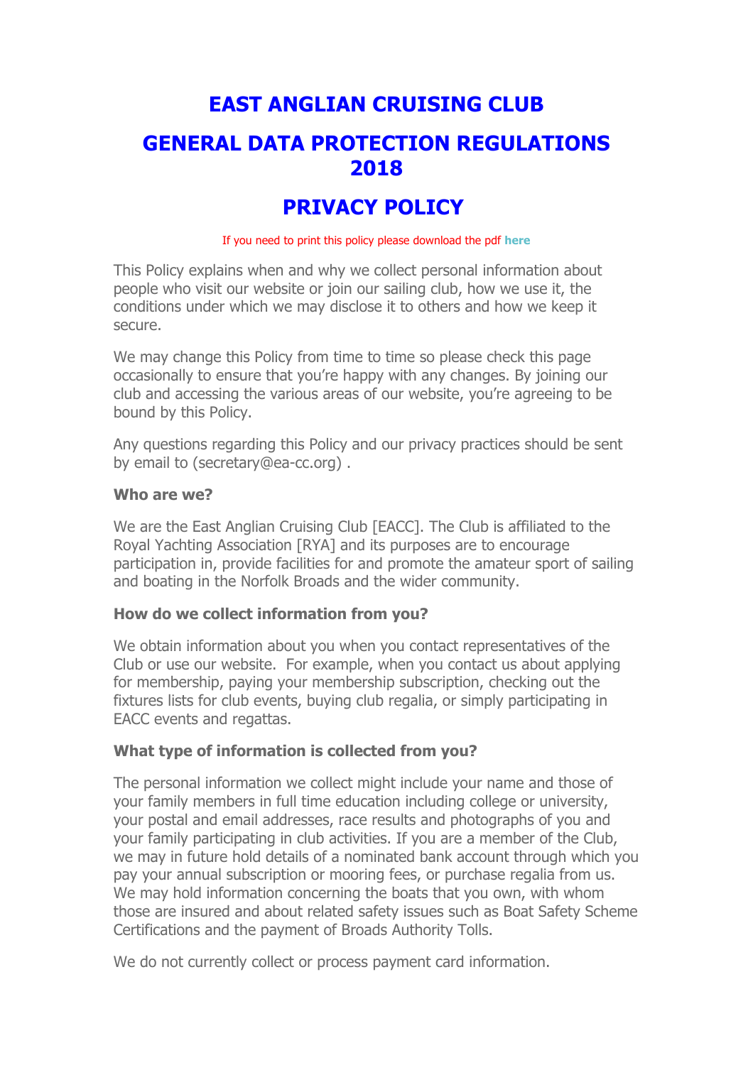# EAST ANGLIAN CRUISING CLUB

# GENERAL DATA PROTECTION REGULATIONS 2018

# PRIVACY POLICY

If you need to print this policy please download the pdf **here**

This Policy explains when and why we collect personal information about people who visit our website or join our sailing club, how we use it, the conditions under which we may disclose it to others and how we keep it secure.

We may change this Policy from time to time so please check this page occasionally to ensure that you're happy with any changes. By joining our club and accessing the various areas of our website, you're agreeing to be bound by this Policy.

Any questions regarding this Policy and our privacy practices should be sent by email to (secretary@ea-cc.org) .

**Who are we?**

We are the East Anglian Cruising Club [EACC]. The Club is affiliated to the Royal Yachting Association [RYA] and its purposes are to encourage participation in, provide facilities for and promote the amateur sport of sailing and boating in the Norfolk Broads and the wider community.

**How do we collect information from you?**

We obtain information about you when you contact representatives of the Club or use our website. For example, when you contact us about applying for membership, paying your membership subscription, checking out the fixtures lists for club events, buying club regalia, or simply participating in EACC events and regattas.

**What type of information is collected from you?**

The personal information we collect might include your name and those of your family members in full time education including college or university, your postal and email addresses, race results and photographs of you and your family participating in club activities. If you are a member of the Club, we may in future hold details of a nominated bank account through which you pay your annual subscription or mooring fees, or purchase regalia from us. We may hold information concerning the boats that you own, with whom those are insured and about related safety issues such as Boat Safety Scheme Certifications and the payment of Broads Authority Tolls.

We do not currently collect or process payment card information.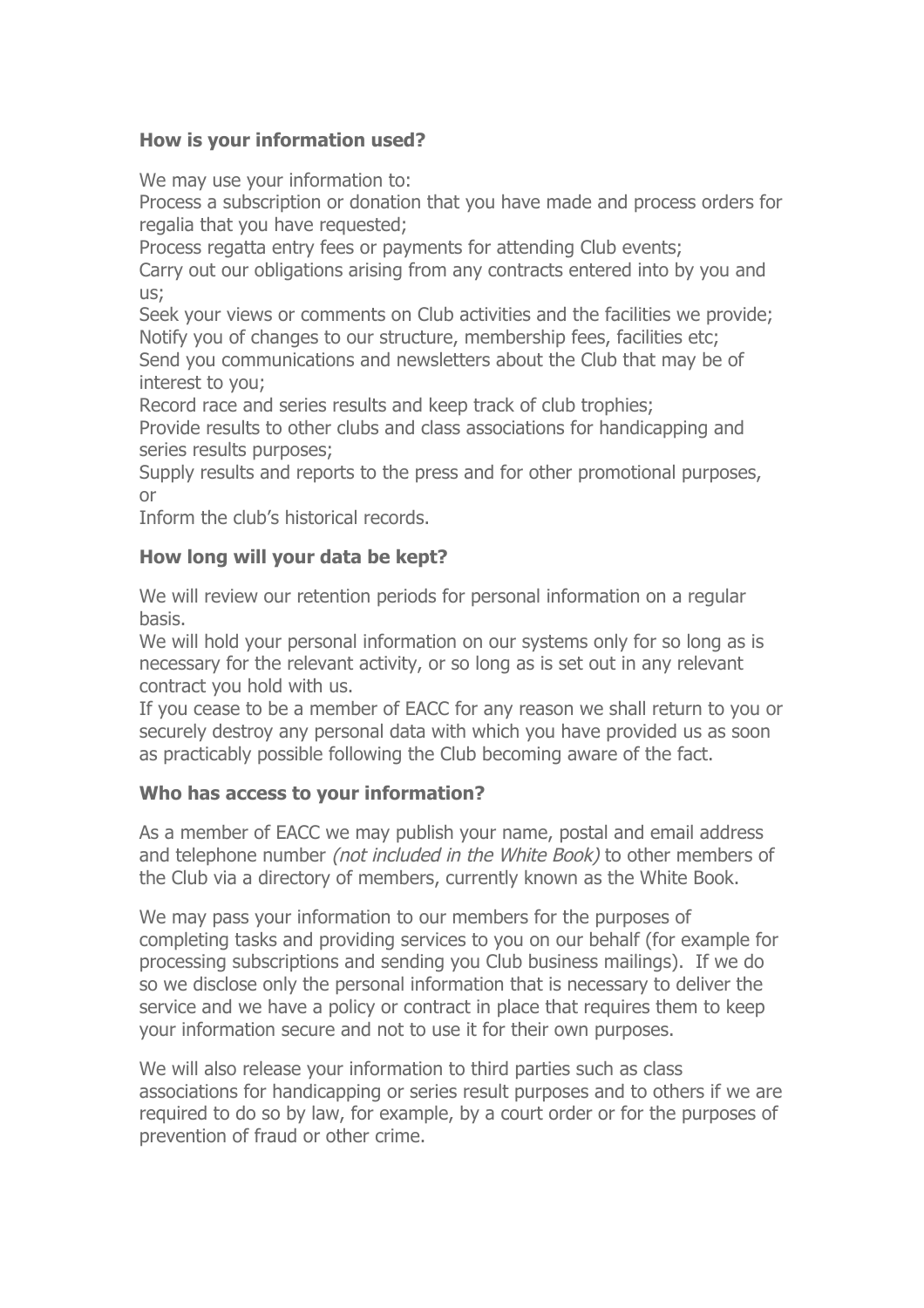**How is your information used?**

We may use your information to:

Process a subscription or donation that you have made and process orders for regalia that you have requested;

Process regatta entry fees or payments for attending Club events;

Carry out our obligations arising from any contracts entered into by you and us;

Seek your views or comments on Club activities and the facilities we provide;

Notify you of changes to our structure, membership fees, facilities etc;

Send you communications and newsletters about the Club that may be of interest to you;

Record race and series results and keep track of club trophies;

Provide results to other clubs and class associations for handicapping and series results purposes;

Supply results and reports to the press and for other promotional purposes, or

Inform the club's historical records.

**How long will your data be kept?**

We will review our retention periods for personal information on a regular basis.

We will hold your personal information on our systems only for so long as is necessary for the relevant activity, or so long as is set out in any relevant contract you hold with us.

If you cease to be a member of EACC for any reason we shall return to you or securely destroy any personal data with which you have provided us as soon as practicably possible following the Club becoming aware of the fact.

**Who has access to your information?**

As a member of EACC we may publish your name, postal and email address and telephone number *(not included in the White Book)* to other members of the Club via a directory of members, currently known as the White Book.

We may pass your information to our members for the purposes of completing tasks and providing services to you on our behalf (for example for processing subscriptions and sending you Club business mailings). If we do so we disclose only the personal information that is necessary to deliver the service and we have a policy or contract in place that requires them to keep your information secure and not to use it for their own purposes.

We will also release your information to third parties such as class associations for handicapping or series result purposes and to others if we are required to do so by law, for example, by a court order or for the purposes of prevention of fraud or other crime.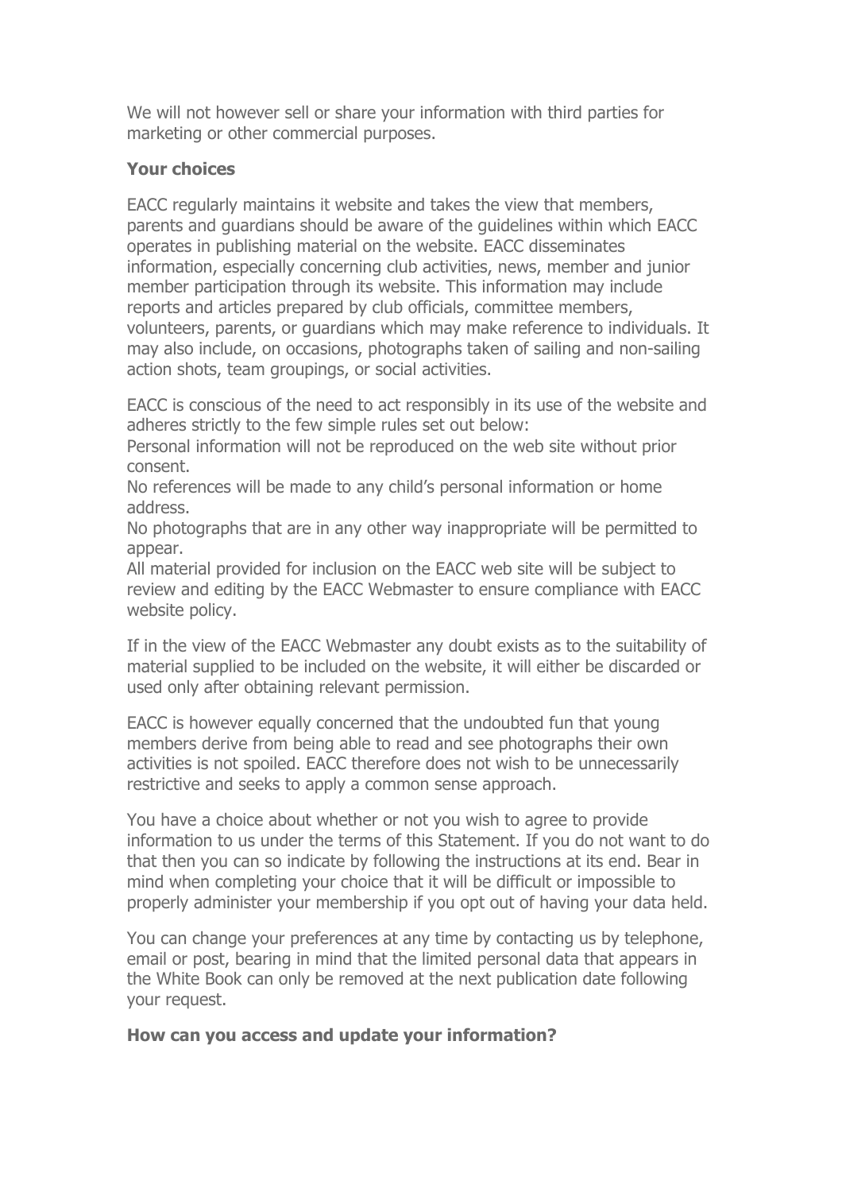We will not however sell or share your information with third parties for marketing or other commercial purposes.

**Your choices**

EACC regularly maintains it website and takes the view that members, parents and guardians should be aware of the guidelines within which EACC operates in publishing material on the website. EACC disseminates information, especially concerning club activities, news, member and junior member participation through its website. This information may include reports and articles prepared by club officials, committee members, volunteers, parents, or guardians which may make reference to individuals. It may also include, on occasions, photographs taken of sailing and non-sailing action shots, team groupings, or social activities.

EACC is conscious of the need to act responsibly in its use of the website and adheres strictly to the few simple rules set out below:
Personal information will not be reproduced on the web site without prior consent.
No references will be made to any child's personal information or home address.
No photographs that are in any other way inappropriate will be permitted to appear.
All material provided for inclusion on the EACC web site will be subject to review and editing by the EACC Webmaster to ensure compliance with EACC website policy.

If in the view of the EACC Webmaster any doubt exists as to the suitability of material supplied to be included on the website, it will either be discarded or used only after obtaining relevant permission.

EACC is however equally concerned that the undoubted fun that young members derive from being able to read and see photographs their own activities is not spoiled. EACC therefore does not wish to be unnecessarily restrictive and seeks to apply a common sense approach.

You have a choice about whether or not you wish to agree to provide information to us under the terms of this Statement. If you do not want to do that then you can so indicate by following the instructions at its end. Bear in mind when completing your choice that it will be difficult or impossible to properly administer your membership if you opt out of having your data held.

You can change your preferences at any time by contacting us by telephone, email or post, bearing in mind that the limited personal data that appears in the White Book can only be removed at the next publication date following your request.

**How can you access and update your information?**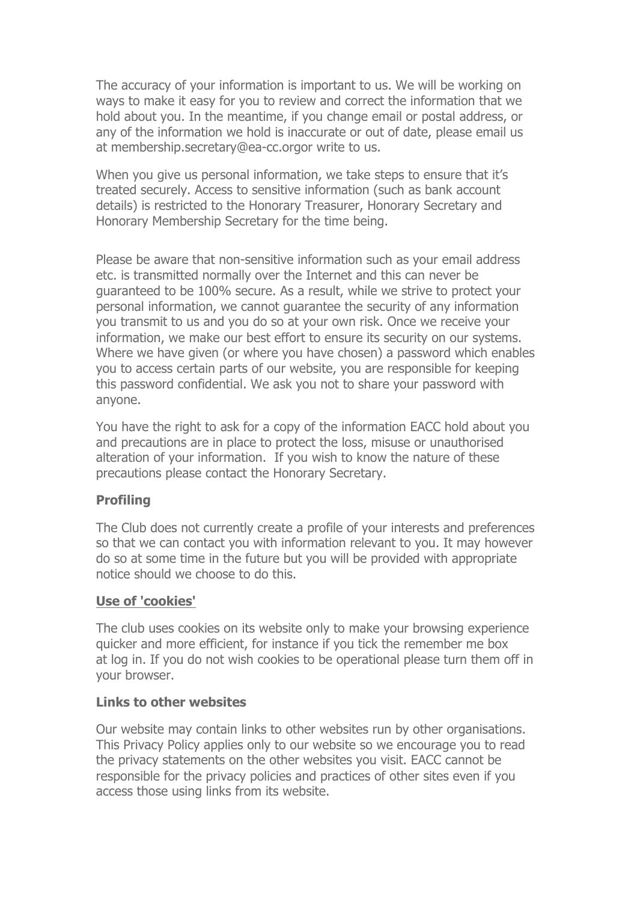The accuracy of your information is important to us. We will be working on ways to make it easy for you to review and correct the information that we hold about you. In the meantime, if you change email or postal address, or any of the information we hold is inaccurate or out of date, please email us at membership.secretary@ea-cc.orgor write to us.

When you give us personal information, we take steps to ensure that it's treated securely. Access to sensitive information (such as bank account details) is restricted to the Honorary Treasurer, Honorary Secretary and Honorary Membership Secretary for the time being.

Please be aware that non-sensitive information such as your email address etc. is transmitted normally over the Internet and this can never be guaranteed to be 100% secure. As a result, while we strive to protect your personal information, we cannot guarantee the security of any information you transmit to us and you do so at your own risk. Once we receive your information, we make our best effort to ensure its security on our systems. Where we have given (or where you have chosen) a password which enables you to access certain parts of our website, you are responsible for keeping this password confidential. We ask you not to share your password with anyone.

You have the right to ask for a copy of the information EACC hold about you and precautions are in place to protect the loss, misuse or unauthorised alteration of your information. If you wish to know the nature of these precautions please contact the Honorary Secretary.

**Profiling**

The Club does not currently create a profile of your interests and preferences so that we can contact you with information relevant to you. It may however do so at some time in the future but you will be provided with appropriate notice should we choose to do this.

**Use of 'cookies'**

The club uses cookies on its website only to make your browsing experience quicker and more efficient, for instance if you tick the remember me box at log in. If you do not wish cookies to be operational please turn them off in your browser.

**Links to other websites**

Our website may contain links to other websites run by other organisations. This Privacy Policy applies only to our website so we encourage you to read the privacy statements on the other websites you visit. EACC cannot be responsible for the privacy policies and practices of other sites even if you access those using links from its website.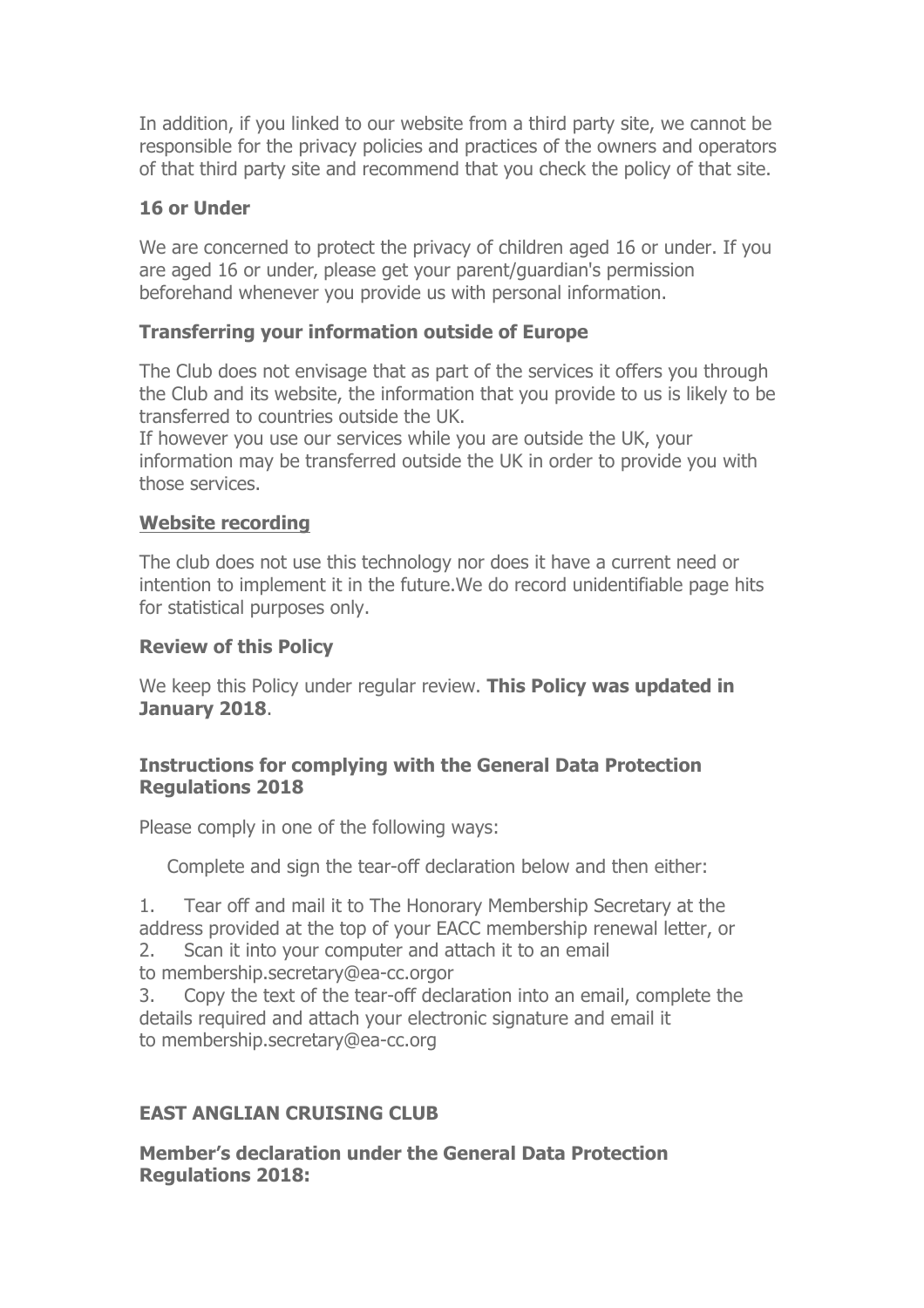In addition, if you linked to our website from a third party site, we cannot be responsible for the privacy policies and practices of the owners and operators of that third party site and recommend that you check the policy of that site.

### 16 or Under

We are concerned to protect the privacy of children aged 16 or under. If you are aged 16 or under, please get your parent/guardian's permission beforehand whenever you provide us with personal information.

### Transferring your information outside of Europe

The Club does not envisage that as part of the services it offers you through the Club and its website, the information that you provide to us is likely to be transferred to countries outside the UK.
If however you use our services while you are outside the UK, your information may be transferred outside the UK in order to provide you with those services.

### Website recording

The club does not use this technology nor does it have a current need or intention to implement it in the future.We do record unidentifiable page hits for statistical purposes only.

### Review of this Policy

We keep this Policy under regular review. **This Policy was updated in January 2018**.

### Instructions for complying with the General Data Protection Regulations 2018

Please comply in one of the following ways:

Complete and sign the tear-off declaration below and then either:

1. Tear off and mail it to The Honorary Membership Secretary at the address provided at the top of your EACC membership renewal letter, or
2. Scan it into your computer and attach it to an email to membership.secretary@ea-cc.orgor
3. Copy the text of the tear-off declaration into an email, complete the details required and attach your electronic signature and email it to membership.secretary@ea-cc.org

### EAST ANGLIAN CRUISING CLUB

### Member's declaration under the General Data Protection Regulations 2018: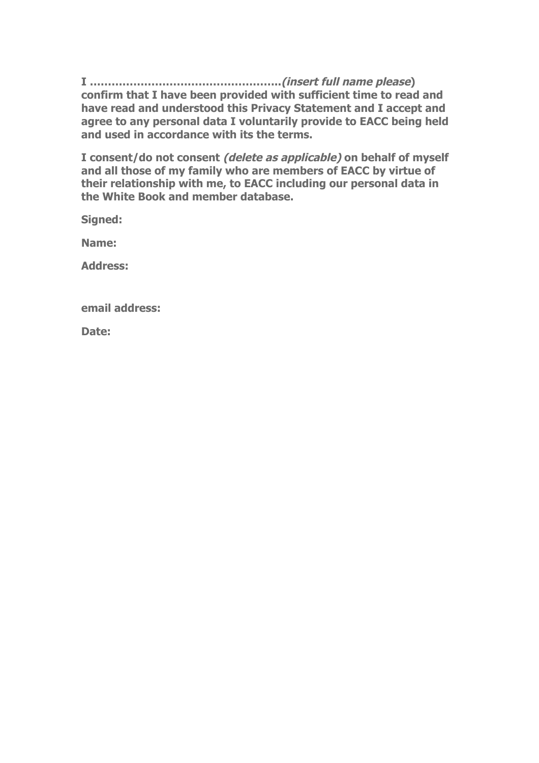**I ……………………………………………..*(insert full name please*) confirm that I have been provided with sufficient time to read and have read and understood this Privacy Statement and I accept and agree to any personal data I voluntarily provide to EACC being held and used in accordance with its the terms.**

**I consent/do not consent *(delete as applicable)* on behalf of myself and all those of my family who are members of EACC by virtue of their relationship with me, to EACC including our personal data in the White Book and member database.**

**Signed:**

**Name:**

**Address:**

**email address:**

**Date:**